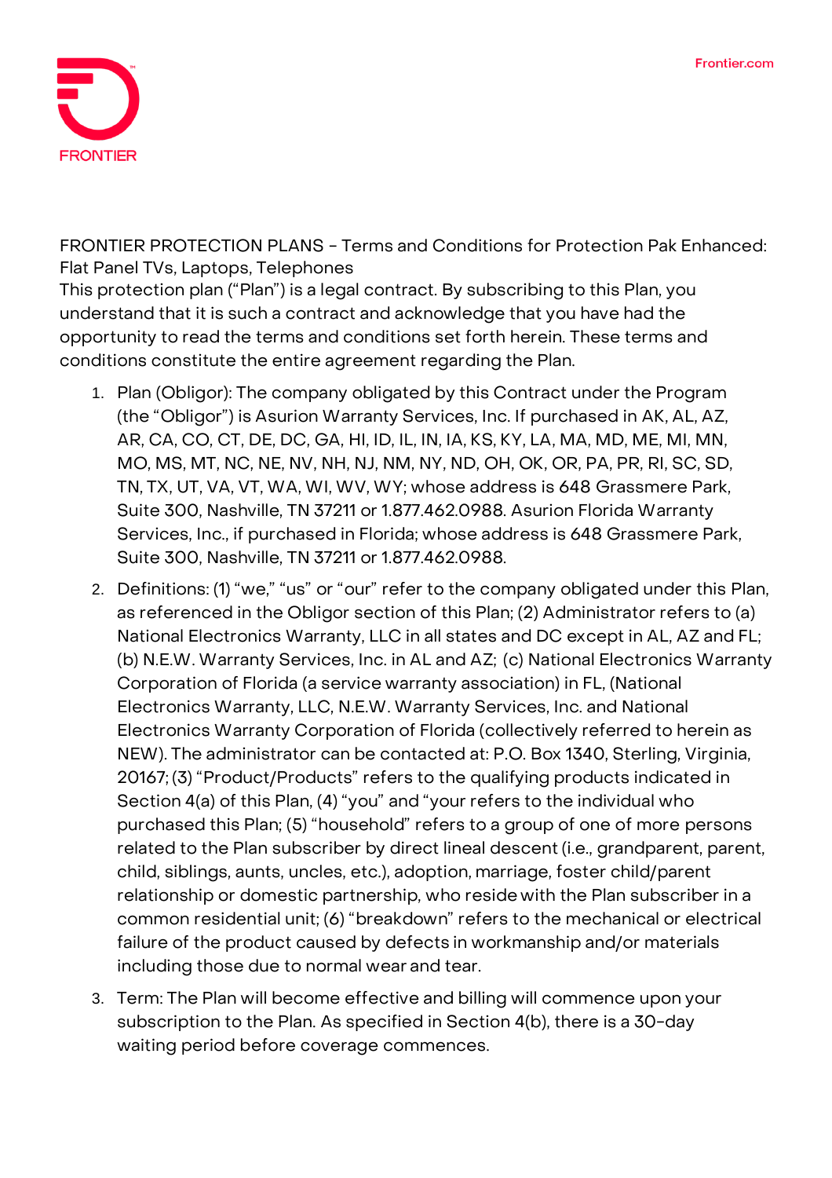FRONTIER

Frontier.com

FRONTIER PROTECTION PLANS - Terms and Conditions for Protection Pak Enhanced: Flat Panel TVs, Laptops, Telephones

This protection plan ("Plan") is a legal contract. By subscribing to this Plan, you understand that it is such a contract and acknowledge that you have had the opportunity to read the terms and conditions set forth herein. These terms and conditions constitute the entire agreement regarding the Plan.

1. Plan (Obligor): The company obligated by this Contract under the Program (the "Obligor") is Asurion Warranty Services, Inc. If purchased in AK, AL, AZ, AR, CA, CO, CT, DE, DC, GA, HI, ID, IL, IN, IA, KS, KY, LA, MA, MD, ME, MI, MN, MO, MS, MT, NC, NE, NV, NH, NJ, NM, NY, ND, OH, OK, OR, PA, PR, RI, SC, SD, TN, TX, UT, VA, VT, WA, WI, WV, WY; whose address is 648 Grassmere Park, Suite 300, Nashville, TN 37211 or 1.877.462.0988. Asurion Florida Warranty Services, Inc., if purchased in Florida; whose address is 648 Grassmere Park, Suite 300, Nashville, TN 37211 or 1.877.462.0988.
2. Definitions: (1) "we," "us" or "our" refer to the company obligated under this Plan, as referenced in the Obligor section of this Plan; (2) Administrator refers to (a) National Electronics Warranty, LLC in all states and DC except in AL, AZ and FL; (b) N.E.W. Warranty Services, Inc. in AL and AZ; (c) National Electronics Warranty Corporation of Florida (a service warranty association) in FL, (National Electronics Warranty, LLC, N.E.W. Warranty Services, Inc. and National Electronics Warranty Corporation of Florida (collectively referred to herein as NEW). The administrator can be contacted at: P.O. Box 1340, Sterling, Virginia, 20167; (3) "Product/Products" refers to the qualifying products indicated in Section 4(a) of this Plan, (4) "you" and "your refers to the individual who purchased this Plan; (5) "household" refers to a group of one of more persons related to the Plan subscriber by direct lineal descent (i.e., grandparent, parent, child, siblings, aunts, uncles, etc.), adoption, marriage, foster child/parent relationship or domestic partnership, who reside with the Plan subscriber in a common residential unit; (6) "breakdown" refers to the mechanical or electrical failure of the product caused by defects in workmanship and/or materials including those due to normal wear and tear.
3. Term: The Plan will become effective and billing will commence upon your subscription to the Plan. As specified in Section 4(b), there is a 30-day waiting period before coverage commences.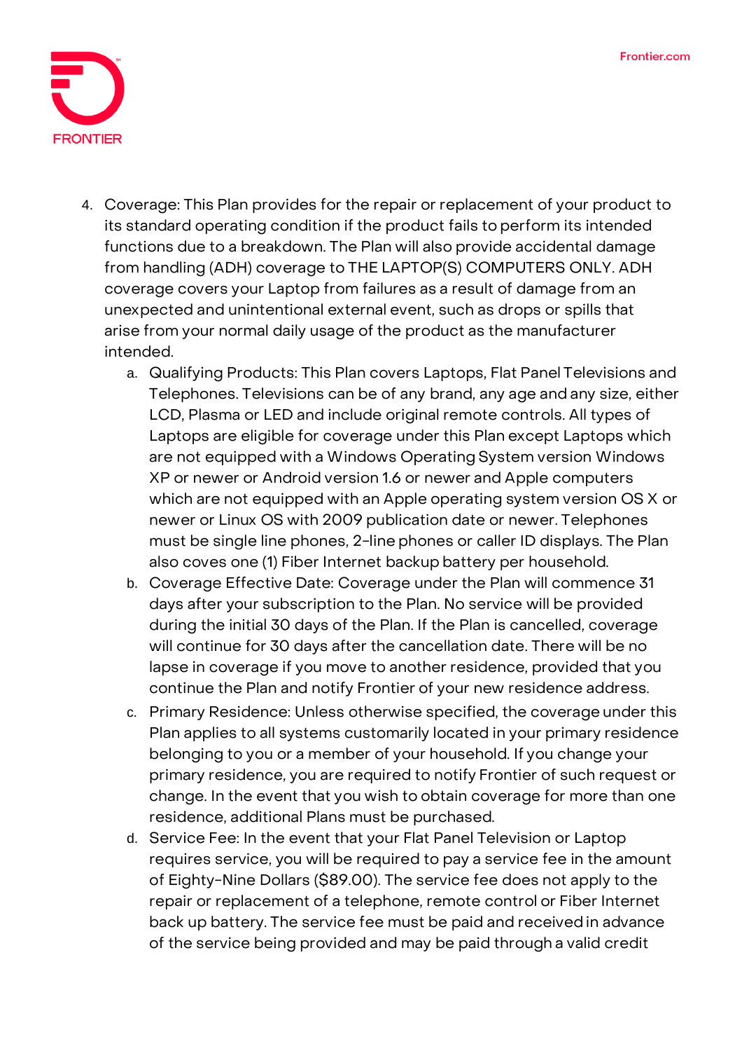4. Coverage: This Plan provides for the repair or replacement of your product to its standard operating condition if the product fails to perform its intended functions due to a breakdown. The Plan will also provide accidental damage from handling (ADH) coverage to THE LAPTOP(S) COMPUTERS ONLY. ADH coverage covers your Laptop from failures as a result of damage from an unexpected and unintentional external event, such as drops or spills that arise from your normal daily usage of the product as the manufacturer intended.
    a. Qualifying Products: This Plan covers Laptops, Flat Panel Televisions and Telephones. Televisions can be of any brand, any age and any size, either LCD, Plasma or LED and include original remote controls. All types of Laptops are eligible for coverage under this Plan except Laptops which are not equipped with a Windows Operating System version Windows XP or newer or Android version 1.6 or newer and Apple computers which are not equipped with an Apple operating system version OS X or newer or Linux OS with 2009 publication date or newer. Telephones must be single line phones, 2-line phones or caller ID displays. The Plan also coves one (1) Fiber Internet backup battery per household.
    b. Coverage Effective Date: Coverage under the Plan will commence 31 days after your subscription to the Plan. No service will be provided during the initial 30 days of the Plan. If the Plan is cancelled, coverage will continue for 30 days after the cancellation date. There will be no lapse in coverage if you move to another residence, provided that you continue the Plan and notify Frontier of your new residence address.
    c. Primary Residence: Unless otherwise specified, the coverage under this Plan applies to all systems customarily located in your primary residence belonging to you or a member of your household. If you change your primary residence, you are required to notify Frontier of such request or change. In the event that you wish to obtain coverage for more than one residence, additional Plans must be purchased.
    d. Service Fee: In the event that your Flat Panel Television or Laptop requires service, you will be required to pay a service fee in the amount of Eighty-Nine Dollars ($89.00). The service fee does not apply to the repair or replacement of a telephone, remote control or Fiber Internet back up battery. The service fee must be paid and received in advance of the service being provided and may be paid through a valid credit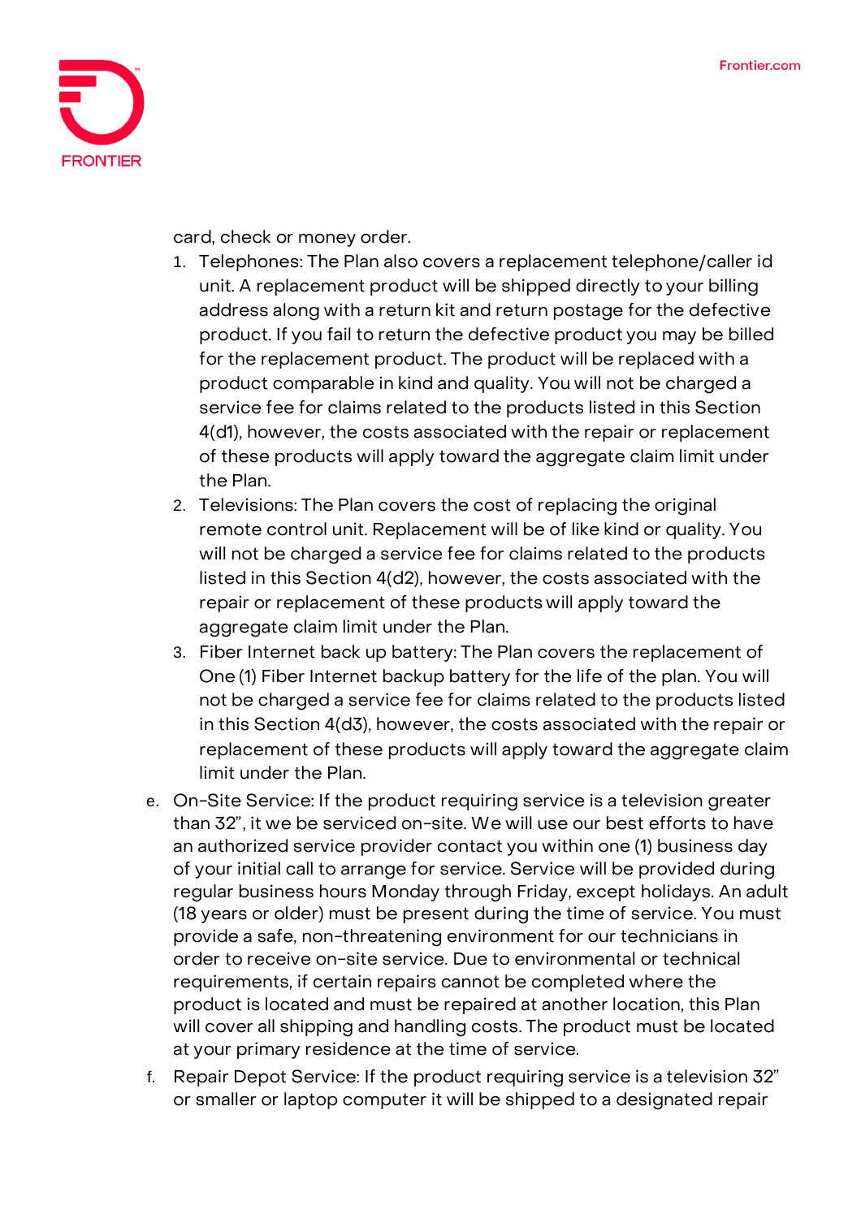card, check or money order.

1. Telephones: The Plan also covers a replacement telephone/caller id unit. A replacement product will be shipped directly to your billing address along with a return kit and return postage for the defective product. If you fail to return the defective product you may be billed for the replacement product. The product will be replaced with a product comparable in kind and quality. You will not be charged a service fee for claims related to the products listed in this Section 4(d1), however, the costs associated with the repair or replacement of these products will apply toward the aggregate claim limit under the Plan.
2. Televisions: The Plan covers the cost of replacing the original remote control unit. Replacement will be of like kind or quality. You will not be charged a service fee for claims related to the products listed in this Section 4(d2), however, the costs associated with the repair or replacement of these products will apply toward the aggregate claim limit under the Plan.
3. Fiber Internet back up battery: The Plan covers the replacement of One (1) Fiber Internet backup battery for the life of the plan. You will not be charged a service fee for claims related to the products listed in this Section 4(d3), however, the costs associated with the repair or replacement of these products will apply toward the aggregate claim limit under the Plan.

e. On-Site Service: If the product requiring service is a television greater than 32", it we be serviced on-site. We will use our best efforts to have an authorized service provider contact you within one (1) business day of your initial call to arrange for service. Service will be provided during regular business hours Monday through Friday, except holidays. An adult (18 years or older) must be present during the time of service. You must provide a safe, non-threatening environment for our technicians in order to receive on-site service. Due to environmental or technical requirements, if certain repairs cannot be completed where the product is located and must be repaired at another location, this Plan will cover all shipping and handling costs. The product must be located at your primary residence at the time of service.

f. Repair Depot Service: If the product requiring service is a television 32" or smaller or laptop computer it will be shipped to a designated repair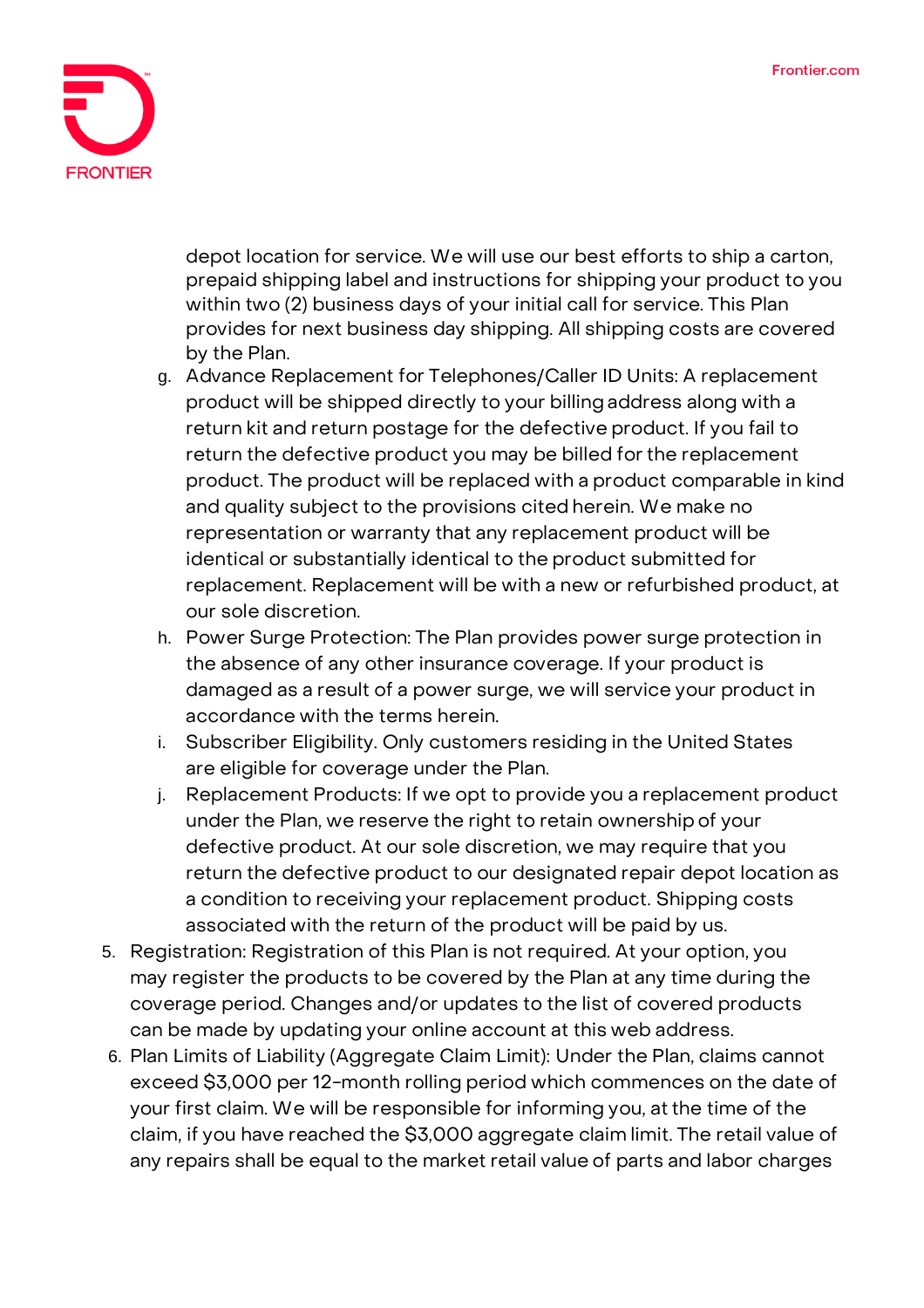depot location for service. We will use our best efforts to ship a carton, prepaid shipping label and instructions for shipping your product to you within two (2) business days of your initial call for service. This Plan provides for next business day shipping. All shipping costs are covered by the Plan.

g. Advance Replacement for Telephones/Caller ID Units: A replacement product will be shipped directly to your billing address along with a return kit and return postage for the defective product. If you fail to return the defective product you may be billed for the replacement product. The product will be replaced with a product comparable in kind and quality subject to the provisions cited herein. We make no representation or warranty that any replacement product will be identical or substantially identical to the product submitted for replacement. Replacement will be with a new or refurbished product, at our sole discretion.

h. Power Surge Protection: The Plan provides power surge protection in the absence of any other insurance coverage. If your product is damaged as a result of a power surge, we will service your product in accordance with the terms herein.

i. Subscriber Eligibility. Only customers residing in the United States are eligible for coverage under the Plan.

j. Replacement Products: If we opt to provide you a replacement product under the Plan, we reserve the right to retain ownership of your defective product. At our sole discretion, we may require that you return the defective product to our designated repair depot location as a condition to receiving your replacement product. Shipping costs associated with the return of the product will be paid by us.

5. Registration: Registration of this Plan is not required. At your option, you may register the products to be covered by the Plan at any time during the coverage period. Changes and/or updates to the list of covered products can be made by updating your online account at this web address.

6. Plan Limits of Liability (Aggregate Claim Limit): Under the Plan, claims cannot exceed $3,000 per 12-month rolling period which commences on the date of your first claim. We will be responsible for informing you, at the time of the claim, if you have reached the $3,000 aggregate claim limit. The retail value of any repairs shall be equal to the market retail value of parts and labor charges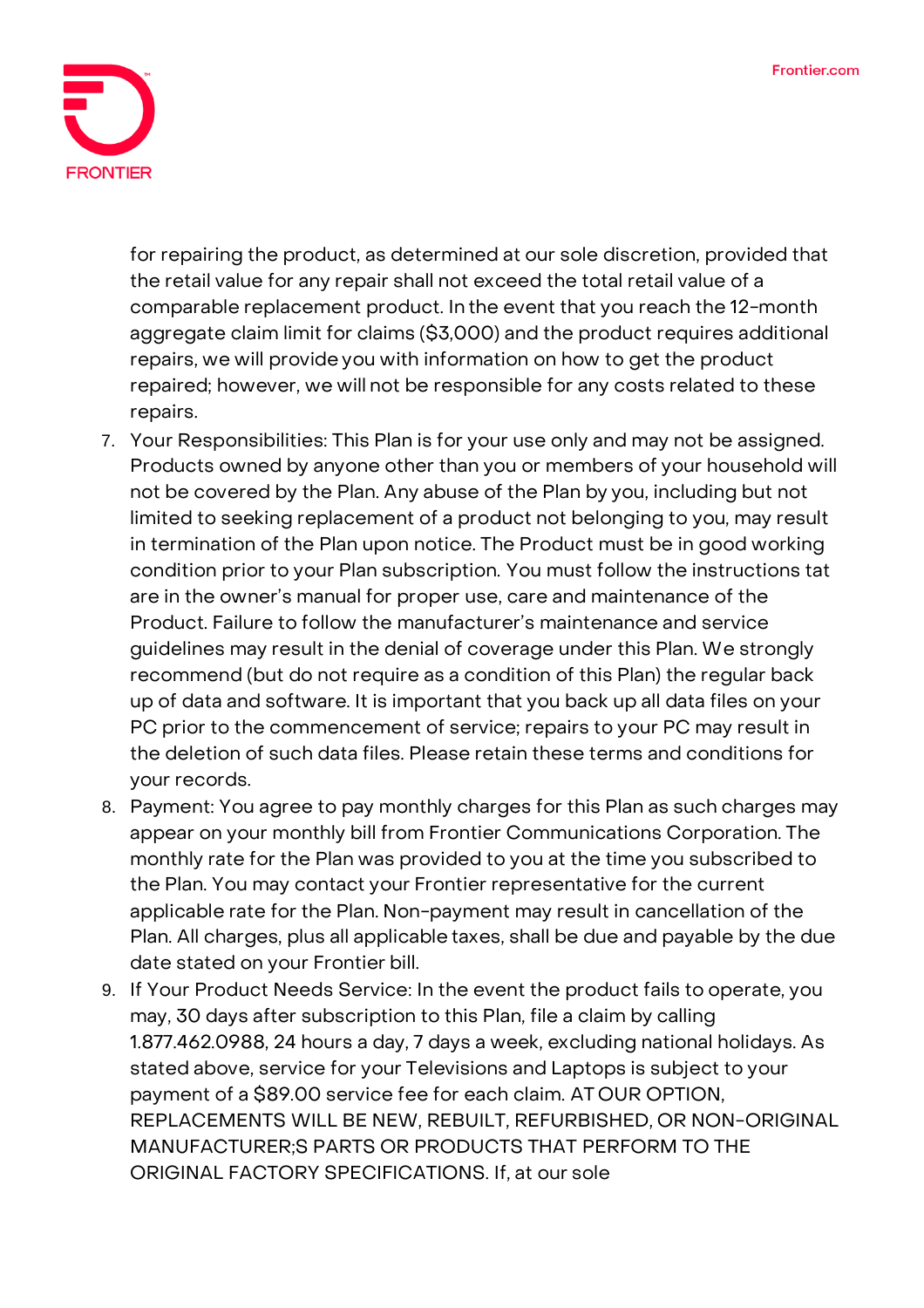for repairing the product, as determined at our sole discretion, provided that the retail value for any repair shall not exceed the total retail value of a comparable replacement product. In the event that you reach the 12-month aggregate claim limit for claims ($3,000) and the product requires additional repairs, we will provide you with information on how to get the product repaired; however, we will not be responsible for any costs related to these repairs.

7. Your Responsibilities: This Plan is for your use only and may not be assigned. Products owned by anyone other than you or members of your household will not be covered by the Plan. Any abuse of the Plan by you, including but not limited to seeking replacement of a product not belonging to you, may result in termination of the Plan upon notice. The Product must be in good working condition prior to your Plan subscription. You must follow the instructions tat are in the owner's manual for proper use, care and maintenance of the Product. Failure to follow the manufacturer's maintenance and service guidelines may result in the denial of coverage under this Plan. We strongly recommend (but do not require as a condition of this Plan) the regular back up of data and software. It is important that you back up all data files on your PC prior to the commencement of service; repairs to your PC may result in the deletion of such data files. Please retain these terms and conditions for your records.
8. Payment: You agree to pay monthly charges for this Plan as such charges may appear on your monthly bill from Frontier Communications Corporation. The monthly rate for the Plan was provided to you at the time you subscribed to the Plan. You may contact your Frontier representative for the current applicable rate for the Plan. Non-payment may result in cancellation of the Plan. All charges, plus all applicable taxes, shall be due and payable by the due date stated on your Frontier bill.
9. If Your Product Needs Service: In the event the product fails to operate, you may, 30 days after subscription to this Plan, file a claim by calling 1.877.462.0988, 24 hours a day, 7 days a week, excluding national holidays. As stated above, service for your Televisions and Laptops is subject to your payment of a $89.00 service fee for each claim. AT OUR OPTION, REPLACEMENTS WILL BE NEW, REBUILT, REFURBISHED, OR NON-ORIGINAL MANUFACTURER;S PARTS OR PRODUCTS THAT PERFORM TO THE ORIGINAL FACTORY SPECIFICATIONS. If, at our sole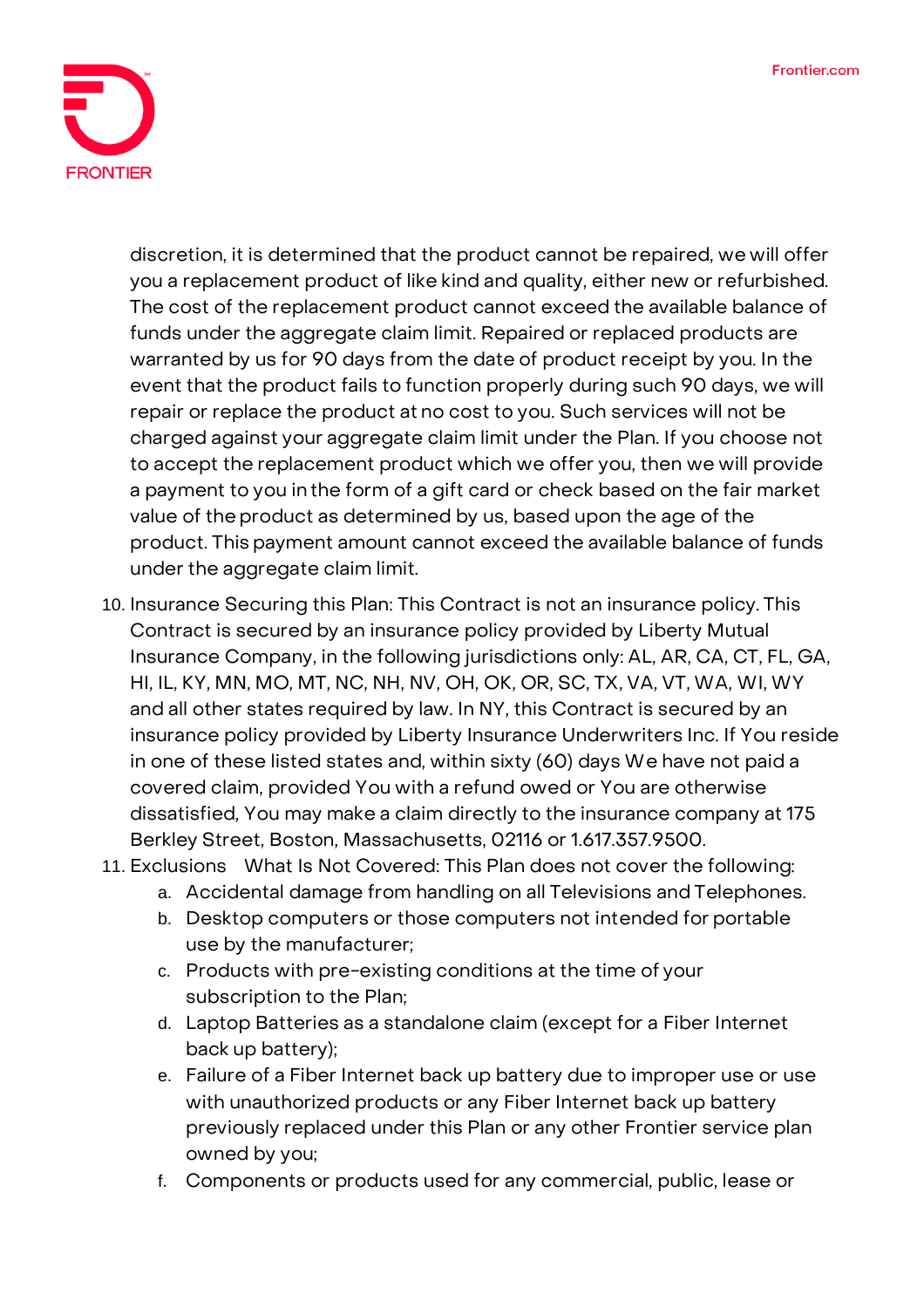discretion, it is determined that the product cannot be repaired, we will offer you a replacement product of like kind and quality, either new or refurbished. The cost of the replacement product cannot exceed the available balance of funds under the aggregate claim limit. Repaired or replaced products are warranted by us for 90 days from the date of product receipt by you. In the event that the product fails to function properly during such 90 days, we will repair or replace the product at no cost to you. Such services will not be charged against your aggregate claim limit under the Plan. If you choose not to accept the replacement product which we offer you, then we will provide a payment to you in the form of a gift card or check based on the fair market value of the product as determined by us, based upon the age of the product. This payment amount cannot exceed the available balance of funds under the aggregate claim limit.

10. Insurance Securing this Plan: This Contract is not an insurance policy. This Contract is secured by an insurance policy provided by Liberty Mutual Insurance Company, in the following jurisdictions only: AL, AR, CA, CT, FL, GA, HI, IL, KY, MN, MO, MT, NC, NH, NV, OH, OK, OR, SC, TX, VA, VT, WA, WI, WY and all other states required by law. In NY, this Contract is secured by an insurance policy provided by Liberty Insurance Underwriters Inc. If You reside in one of these listed states and, within sixty (60) days We have not paid a covered claim, provided You with a refund owed or You are otherwise dissatisfied, You may make a claim directly to the insurance company at 175 Berkley Street, Boston, Massachusetts, 02116 or 1.617.357.9500.
11. Exclusions What Is Not Covered: This Plan does not cover the following:
    a. Accidental damage from handling on all Televisions and Telephones.
    b. Desktop computers or those computers not intended for portable use by the manufacturer;
    c. Products with pre-existing conditions at the time of your subscription to the Plan;
    d. Laptop Batteries as a standalone claim (except for a Fiber Internet back up battery);
    e. Failure of a Fiber Internet back up battery due to improper use or use with unauthorized products or any Fiber Internet back up battery previously replaced under this Plan or any other Frontier service plan owned by you;
    f. Components or products used for any commercial, public, lease or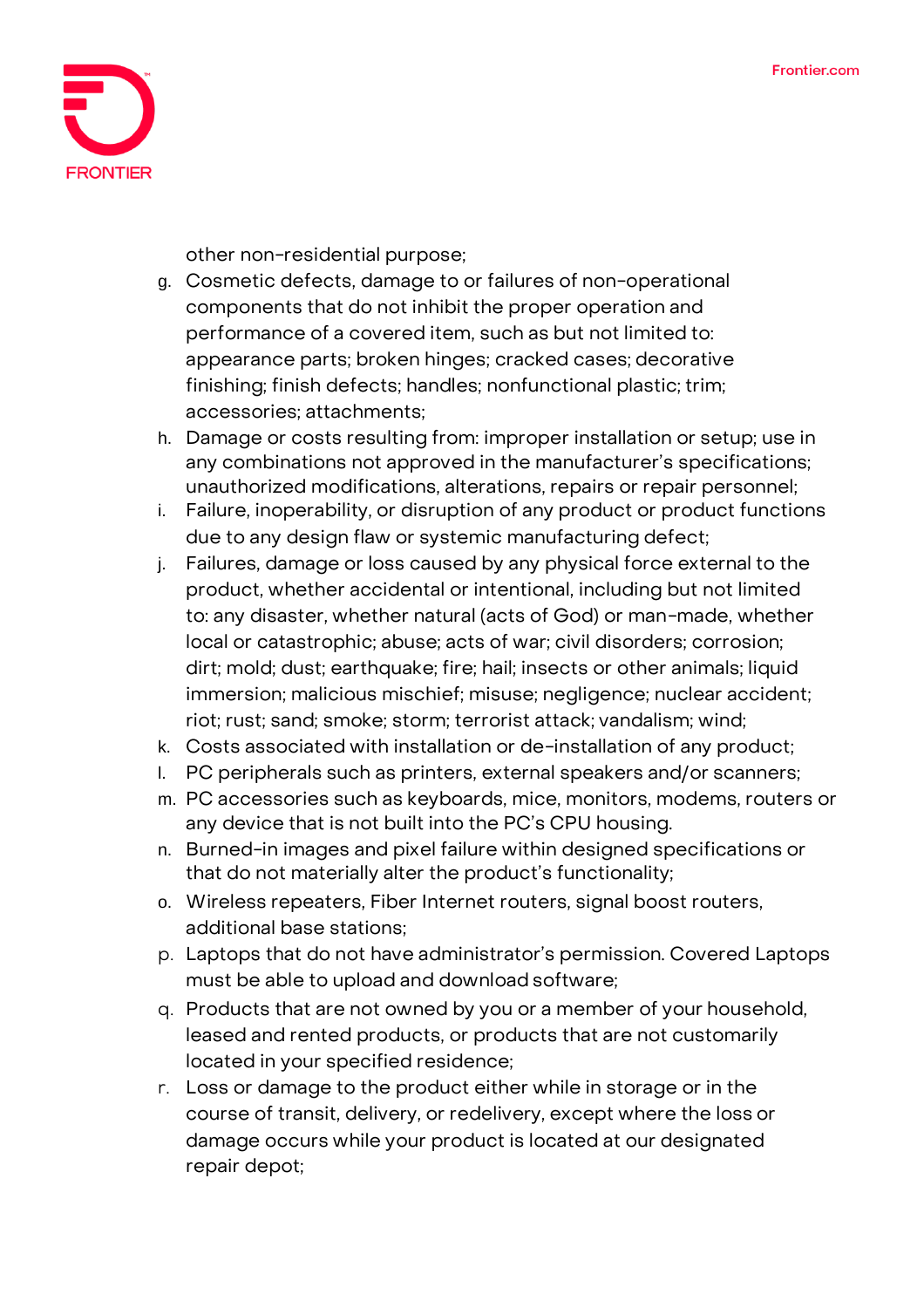other non-residential purpose;

g. Cosmetic defects, damage to or failures of non-operational components that do not inhibit the proper operation and performance of a covered item, such as but not limited to: appearance parts; broken hinges; cracked cases; decorative finishing; finish defects; handles; nonfunctional plastic; trim; accessories; attachments;
h. Damage or costs resulting from: improper installation or setup; use in any combinations not approved in the manufacturer's specifications; unauthorized modifications, alterations, repairs or repair personnel;
i. Failure, inoperability, or disruption of any product or product functions due to any design flaw or systemic manufacturing defect;
j. Failures, damage or loss caused by any physical force external to the product, whether accidental or intentional, including but not limited to: any disaster, whether natural (acts of God) or man-made, whether local or catastrophic; abuse; acts of war; civil disorders; corrosion; dirt; mold; dust; earthquake; fire; hail; insects or other animals; liquid immersion; malicious mischief; misuse; negligence; nuclear accident; riot; rust; sand; smoke; storm; terrorist attack; vandalism; wind;
k. Costs associated with installation or de-installation of any product;
l. PC peripherals such as printers, external speakers and/or scanners;
m. PC accessories such as keyboards, mice, monitors, modems, routers or any device that is not built into the PC's CPU housing.
n. Burned-in images and pixel failure within designed specifications or that do not materially alter the product's functionality;
o. Wireless repeaters, Fiber Internet routers, signal boost routers, additional base stations;
p. Laptops that do not have administrator's permission. Covered Laptops must be able to upload and download software;
q. Products that are not owned by you or a member of your household, leased and rented products, or products that are not customarily located in your specified residence;
r. Loss or damage to the product either while in storage or in the course of transit, delivery, or redelivery, except where the loss or damage occurs while your product is located at our designated repair depot;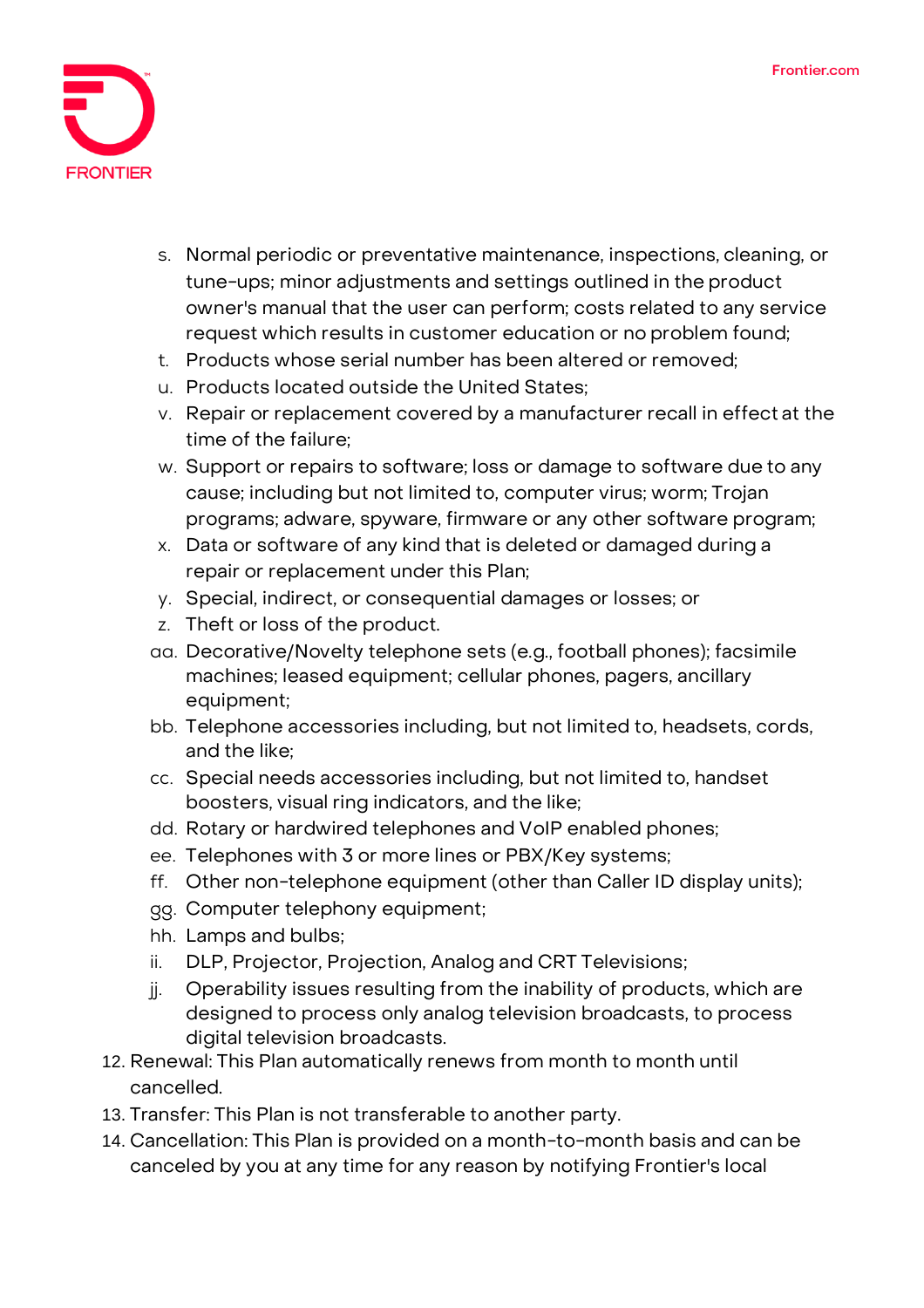s. Normal periodic or preventative maintenance, inspections, cleaning, or tune-ups; minor adjustments and settings outlined in the product owner's manual that the user can perform; costs related to any service request which results in customer education or no problem found;
t. Products whose serial number has been altered or removed;
u. Products located outside the United States;
v. Repair or replacement covered by a manufacturer recall in effect at the time of the failure;
w. Support or repairs to software; loss or damage to software due to any cause; including but not limited to, computer virus; worm; Trojan programs; adware, spyware, firmware or any other software program;
x. Data or software of any kind that is deleted or damaged during a repair or replacement under this Plan;
y. Special, indirect, or consequential damages or losses; or
z. Theft or loss of the product.
aa. Decorative/Novelty telephone sets (e.g., football phones); facsimile machines; leased equipment; cellular phones, pagers, ancillary equipment;
bb. Telephone accessories including, but not limited to, headsets, cords, and the like;
cc. Special needs accessories including, but not limited to, handset boosters, visual ring indicators, and the like;
dd. Rotary or hardwired telephones and VoIP enabled phones;
ee. Telephones with 3 or more lines or PBX/Key systems;
ff. Other non-telephone equipment (other than Caller ID display units);
gg. Computer telephony equipment;
hh. Lamps and bulbs;
ii. DLP, Projector, Projection, Analog and CRT Televisions;
jj. Operability issues resulting from the inability of products, which are designed to process only analog television broadcasts, to process digital television broadcasts.

12. Renewal: This Plan automatically renews from month to month until cancelled.
13. Transfer: This Plan is not transferable to another party.
14. Cancellation: This Plan is provided on a month-to-month basis and can be canceled by you at any time for any reason by notifying Frontier's local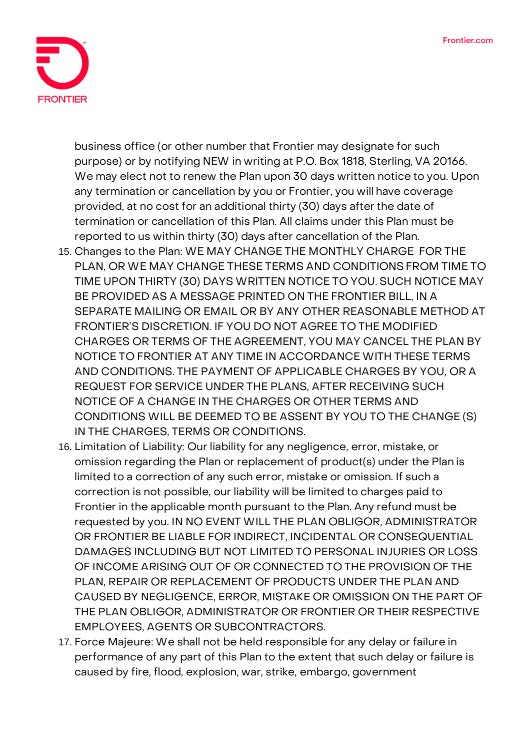business office (or other number that Frontier may designate for such purpose) or by notifying NEW in writing at P.O. Box 1818, Sterling, VA 20166. We may elect not to renew the Plan upon 30 days written notice to you. Upon any termination or cancellation by you or Frontier, you will have coverage provided, at no cost for an additional thirty (30) days after the date of termination or cancellation of this Plan. All claims under this Plan must be reported to us within thirty (30) days after cancellation of the Plan.

15. Changes to the Plan: WE MAY CHANGE THE MONTHLY CHARGE FOR THE PLAN, OR WE MAY CHANGE THESE TERMS AND CONDITIONS FROM TIME TO TIME UPON THIRTY (30) DAYS WRITTEN NOTICE TO YOU. SUCH NOTICE MAY BE PROVIDED AS A MESSAGE PRINTED ON THE FRONTIER BILL, IN A SEPARATE MAILING OR EMAIL OR BY ANY OTHER REASONABLE METHOD AT FRONTIER'S DISCRETION. IF YOU DO NOT AGREE TO THE MODIFIED CHARGES OR TERMS OF THE AGREEMENT, YOU MAY CANCEL THE PLAN BY NOTICE TO FRONTIER AT ANY TIME IN ACCORDANCE WITH THESE TERMS AND CONDITIONS. THE PAYMENT OF APPLICABLE CHARGES BY YOU, OR A REQUEST FOR SERVICE UNDER THE PLANS, AFTER RECEIVING SUCH NOTICE OF A CHANGE IN THE CHARGES OR OTHER TERMS AND CONDITIONS WILL BE DEEMED TO BE ASSENT BY YOU TO THE CHANGE (S) IN THE CHARGES, TERMS OR CONDITIONS.
16. Limitation of Liability: Our liability for any negligence, error, mistake, or omission regarding the Plan or replacement of product(s) under the Plan is limited to a correction of any such error, mistake or omission. If such a correction is not possible, our liability will be limited to charges paid to Frontier in the applicable month pursuant to the Plan. Any refund must be requested by you. IN NO EVENT WILL THE PLAN OBLIGOR, ADMINISTRATOR OR FRONTIER BE LIABLE FOR INDIRECT, INCIDENTAL OR CONSEQUENTIAL DAMAGES INCLUDING BUT NOT LIMITED TO PERSONAL INJURIES OR LOSS OF INCOME ARISING OUT OF OR CONNECTED TO THE PROVISION OF THE PLAN, REPAIR OR REPLACEMENT OF PRODUCTS UNDER THE PLAN AND CAUSED BY NEGLIGENCE, ERROR, MISTAKE OR OMISSION ON THE PART OF THE PLAN OBLIGOR, ADMINISTRATOR OR FRONTIER OR THEIR RESPECTIVE EMPLOYEES, AGENTS OR SUBCONTRACTORS.
17. Force Majeure: We shall not be held responsible for any delay or failure in performance of any part of this Plan to the extent that such delay or failure is caused by fire, flood, explosion, war, strike, embargo, government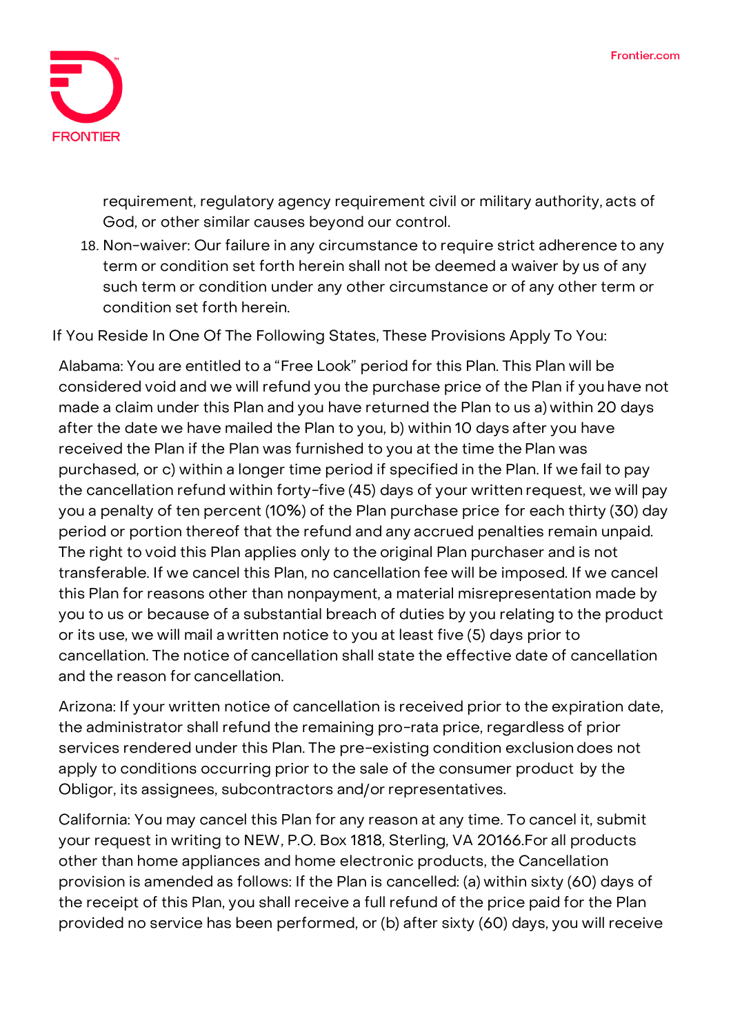requirement, regulatory agency requirement civil or military authority, acts of God, or other similar causes beyond our control.

18. Non-waiver: Our failure in any circumstance to require strict adherence to any term or condition set forth herein shall not be deemed a waiver by us of any such term or condition under any other circumstance or of any other term or condition set forth herein.

If You Reside In One Of The Following States, These Provisions Apply To You:

Alabama: You are entitled to a "Free Look" period for this Plan. This Plan will be considered void and we will refund you the purchase price of the Plan if you have not made a claim under this Plan and you have returned the Plan to us a) within 20 days after the date we have mailed the Plan to you, b) within 10 days after you have received the Plan if the Plan was furnished to you at the time the Plan was purchased, or c) within a longer time period if specified in the Plan. If we fail to pay the cancellation refund within forty-five (45) days of your written request, we will pay you a penalty of ten percent (10%) of the Plan purchase price for each thirty (30) day period or portion thereof that the refund and any accrued penalties remain unpaid. The right to void this Plan applies only to the original Plan purchaser and is not transferable. If we cancel this Plan, no cancellation fee will be imposed. If we cancel this Plan for reasons other than nonpayment, a material misrepresentation made by you to us or because of a substantial breach of duties by you relating to the product or its use, we will mail a written notice to you at least five (5) days prior to cancellation. The notice of cancellation shall state the effective date of cancellation and the reason for cancellation.

Arizona: If your written notice of cancellation is received prior to the expiration date, the administrator shall refund the remaining pro-rata price, regardless of prior services rendered under this Plan. The pre-existing condition exclusion does not apply to conditions occurring prior to the sale of the consumer product by the Obligor, its assignees, subcontractors and/or representatives.

California: You may cancel this Plan for any reason at any time. To cancel it, submit your request in writing to NEW, P.O. Box 1818, Sterling, VA 20166.For all products other than home appliances and home electronic products, the Cancellation provision is amended as follows: If the Plan is cancelled: (a) within sixty (60) days of the receipt of this Plan, you shall receive a full refund of the price paid for the Plan provided no service has been performed, or (b) after sixty (60) days, you will receive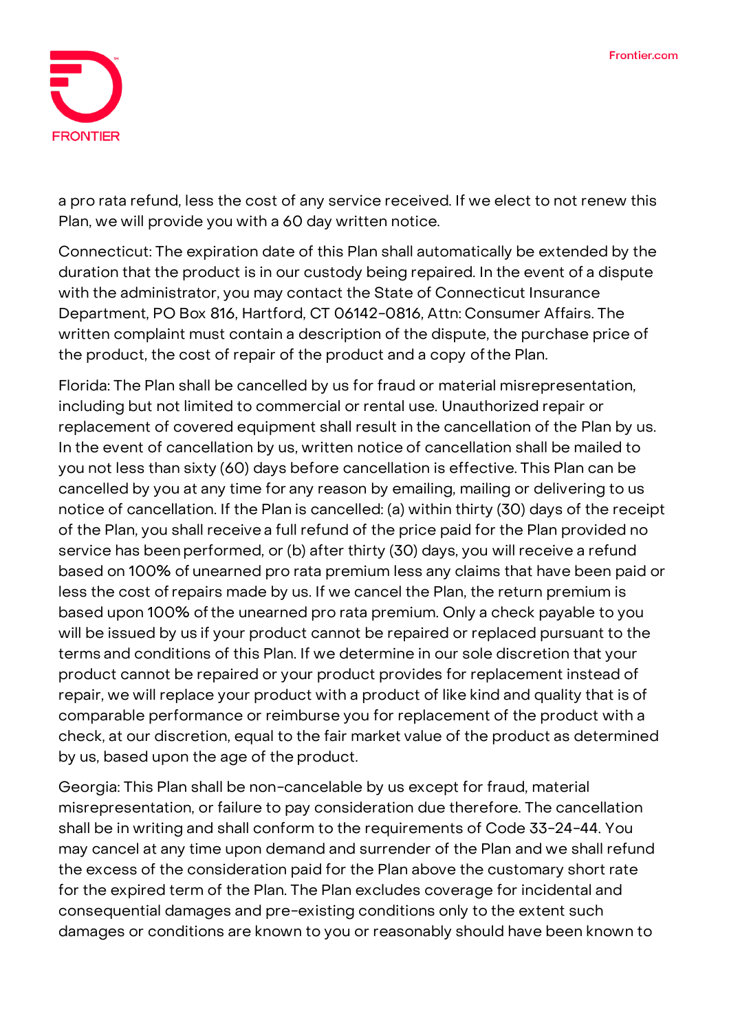a pro rata refund, less the cost of any service received. If we elect to not renew this Plan, we will provide you with a 60 day written notice.

Connecticut: The expiration date of this Plan shall automatically be extended by the duration that the product is in our custody being repaired. In the event of a dispute with the administrator, you may contact the State of Connecticut Insurance Department, PO Box 816, Hartford, CT 06142-0816, Attn: Consumer Affairs. The written complaint must contain a description of the dispute, the purchase price of the product, the cost of repair of the product and a copy of the Plan.

Florida: The Plan shall be cancelled by us for fraud or material misrepresentation, including but not limited to commercial or rental use. Unauthorized repair or replacement of covered equipment shall result in the cancellation of the Plan by us. In the event of cancellation by us, written notice of cancellation shall be mailed to you not less than sixty (60) days before cancellation is effective. This Plan can be cancelled by you at any time for any reason by emailing, mailing or delivering to us notice of cancellation. If the Plan is cancelled: (a) within thirty (30) days of the receipt of the Plan, you shall receive a full refund of the price paid for the Plan provided no service has been performed, or (b) after thirty (30) days, you will receive a refund based on 100% of unearned pro rata premium less any claims that have been paid or less the cost of repairs made by us. If we cancel the Plan, the return premium is based upon 100% of the unearned pro rata premium. Only a check payable to you will be issued by us if your product cannot be repaired or replaced pursuant to the terms and conditions of this Plan. If we determine in our sole discretion that your product cannot be repaired or your product provides for replacement instead of repair, we will replace your product with a product of like kind and quality that is of comparable performance or reimburse you for replacement of the product with a check, at our discretion, equal to the fair market value of the product as determined by us, based upon the age of the product.

Georgia: This Plan shall be non-cancelable by us except for fraud, material misrepresentation, or failure to pay consideration due therefore. The cancellation shall be in writing and shall conform to the requirements of Code 33-24-44. You may cancel at any time upon demand and surrender of the Plan and we shall refund the excess of the consideration paid for the Plan above the customary short rate for the expired term of the Plan. The Plan excludes coverage for incidental and consequential damages and pre-existing conditions only to the extent such damages or conditions are known to you or reasonably should have been known to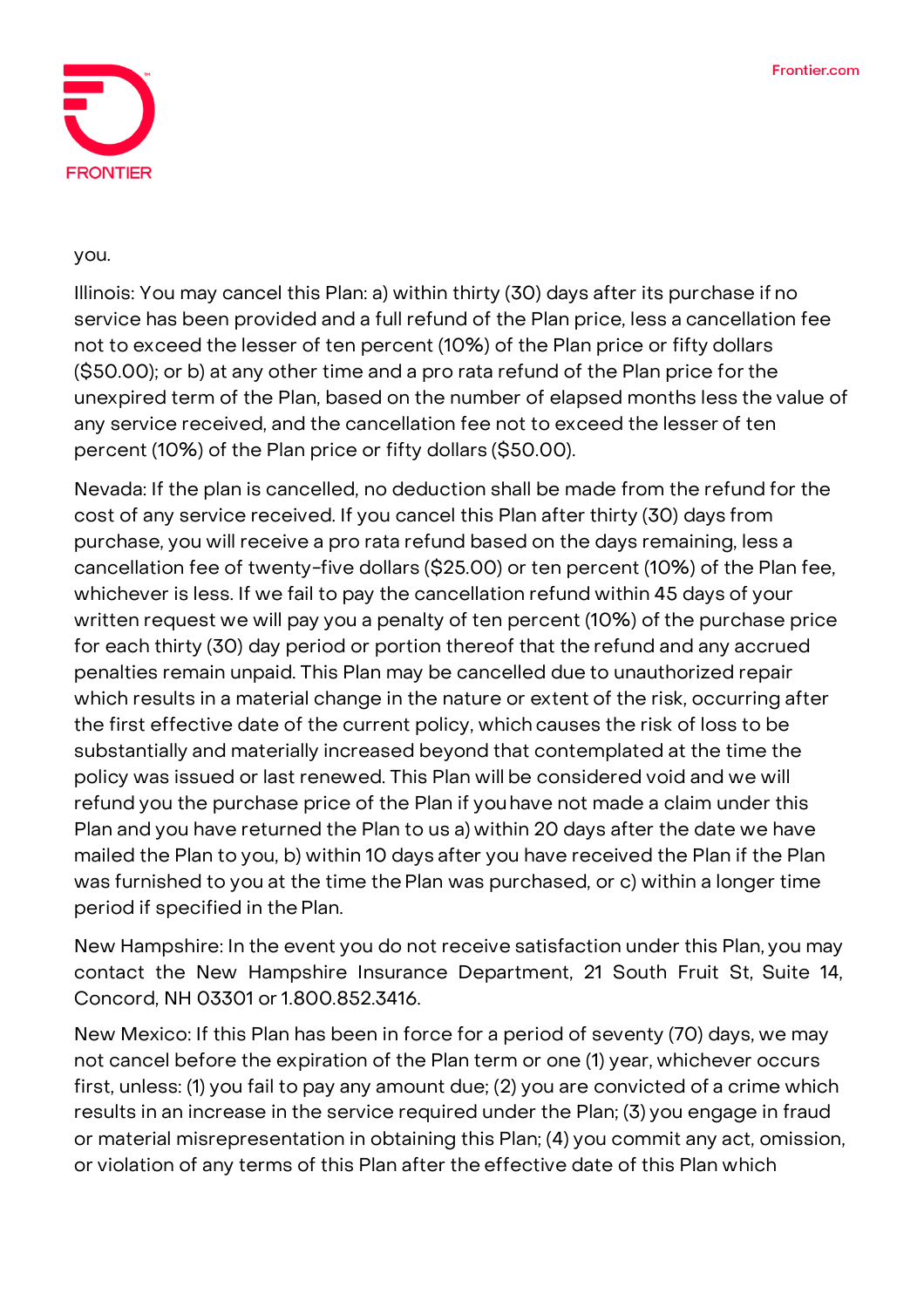you.

Illinois: You may cancel this Plan: a) within thirty (30) days after its purchase if no service has been provided and a full refund of the Plan price, less a cancellation fee not to exceed the lesser of ten percent (10%) of the Plan price or fifty dollars ($50.00); or b) at any other time and a pro rata refund of the Plan price for the unexpired term of the Plan, based on the number of elapsed months less the value of any service received, and the cancellation fee not to exceed the lesser of ten percent (10%) of the Plan price or fifty dollars ($50.00).

Nevada: If the plan is cancelled, no deduction shall be made from the refund for the cost of any service received. If you cancel this Plan after thirty (30) days from purchase, you will receive a pro rata refund based on the days remaining, less a cancellation fee of twenty-five dollars ($25.00) or ten percent (10%) of the Plan fee, whichever is less. If we fail to pay the cancellation refund within 45 days of your written request we will pay you a penalty of ten percent (10%) of the purchase price for each thirty (30) day period or portion thereof that the refund and any accrued penalties remain unpaid. This Plan may be cancelled due to unauthorized repair which results in a material change in the nature or extent of the risk, occurring after the first effective date of the current policy, which causes the risk of loss to be substantially and materially increased beyond that contemplated at the time the policy was issued or last renewed. This Plan will be considered void and we will refund you the purchase price of the Plan if you have not made a claim under this Plan and you have returned the Plan to us a) within 20 days after the date we have mailed the Plan to you, b) within 10 days after you have received the Plan if the Plan was furnished to you at the time the Plan was purchased, or c) within a longer time period if specified in the Plan.

New Hampshire: In the event you do not receive satisfaction under this Plan, you may contact the New Hampshire Insurance Department, 21 South Fruit St, Suite 14, Concord, NH 03301 or 1.800.852.3416.

New Mexico: If this Plan has been in force for a period of seventy (70) days, we may not cancel before the expiration of the Plan term or one (1) year, whichever occurs first, unless: (1) you fail to pay any amount due; (2) you are convicted of a crime which results in an increase in the service required under the Plan; (3) you engage in fraud or material misrepresentation in obtaining this Plan; (4) you commit any act, omission, or violation of any terms of this Plan after the effective date of this Plan which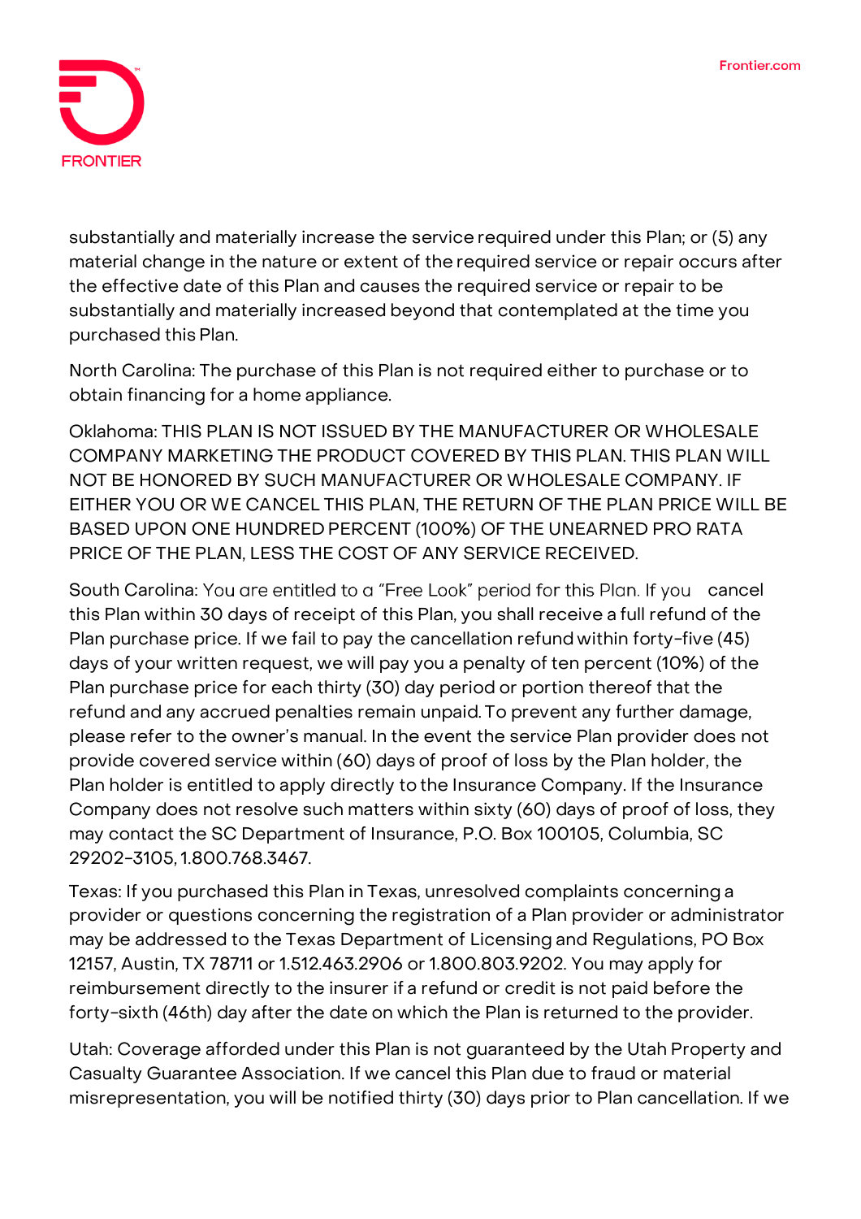substantially and materially increase the service required under this Plan; or (5) any material change in the nature or extent of the required service or repair occurs after the effective date of this Plan and causes the required service or repair to be substantially and materially increased beyond that contemplated at the time you purchased this Plan.

North Carolina: The purchase of this Plan is not required either to purchase or to obtain financing for a home appliance.

Oklahoma: THIS PLAN IS NOT ISSUED BY THE MANUFACTURER OR WHOLESALE COMPANY MARKETING THE PRODUCT COVERED BY THIS PLAN. THIS PLAN WILL NOT BE HONORED BY SUCH MANUFACTURER OR WHOLESALE COMPANY. IF EITHER YOU OR WE CANCEL THIS PLAN, THE RETURN OF THE PLAN PRICE WILL BE BASED UPON ONE HUNDRED PERCENT (100%) OF THE UNEARNED PRO RATA PRICE OF THE PLAN, LESS THE COST OF ANY SERVICE RECEIVED.

South Carolina: You are entitled to a "Free Look" period for this Plan. If you cancel this Plan within 30 days of receipt of this Plan, you shall receive a full refund of the Plan purchase price. If we fail to pay the cancellation refund within forty-five (45) days of your written request, we will pay you a penalty of ten percent (10%) of the Plan purchase price for each thirty (30) day period or portion thereof that the refund and any accrued penalties remain unpaid. To prevent any further damage, please refer to the owner's manual. In the event the service Plan provider does not provide covered service within (60) days of proof of loss by the Plan holder, the Plan holder is entitled to apply directly to the Insurance Company. If the Insurance Company does not resolve such matters within sixty (60) days of proof of loss, they may contact the SC Department of Insurance, P.O. Box 100105, Columbia, SC 29202-3105, 1.800.768.3467.

Texas: If you purchased this Plan in Texas, unresolved complaints concerning a provider or questions concerning the registration of a Plan provider or administrator may be addressed to the Texas Department of Licensing and Regulations, PO Box 12157, Austin, TX 78711 or 1.512.463.2906 or 1.800.803.9202. You may apply for reimbursement directly to the insurer if a refund or credit is not paid before the forty-sixth (46th) day after the date on which the Plan is returned to the provider.

Utah: Coverage afforded under this Plan is not guaranteed by the Utah Property and Casualty Guarantee Association. If we cancel this Plan due to fraud or material misrepresentation, you will be notified thirty (30) days prior to Plan cancellation. If we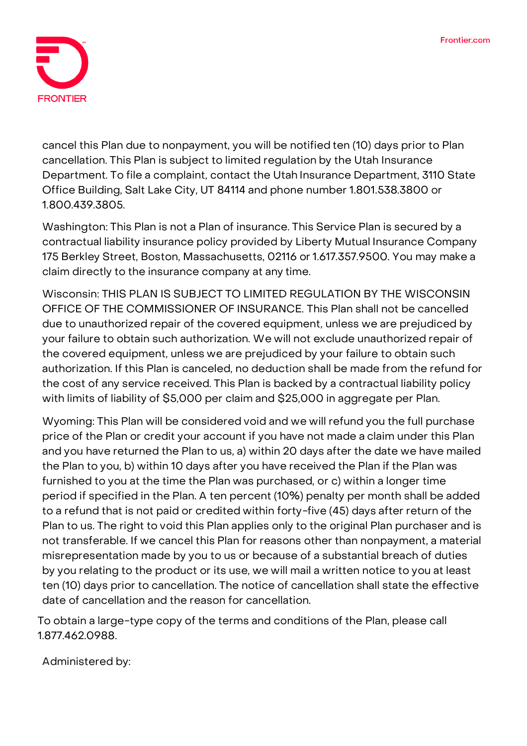cancel this Plan due to nonpayment, you will be notified ten (10) days prior to Plan cancellation. This Plan is subject to limited regulation by the Utah Insurance Department. To file a complaint, contact the Utah Insurance Department, 3110 State Office Building, Salt Lake City, UT 84114 and phone number 1.801.538.3800 or 1.800.439.3805.

Washington: This Plan is not a Plan of insurance. This Service Plan is secured by a contractual liability insurance policy provided by Liberty Mutual Insurance Company 175 Berkley Street, Boston, Massachusetts, 02116 or 1.617.357.9500. You may make a claim directly to the insurance company at any time.

Wisconsin: THIS PLAN IS SUBJECT TO LIMITED REGULATION BY THE WISCONSIN OFFICE OF THE COMMISSIONER OF INSURANCE. This Plan shall not be cancelled due to unauthorized repair of the covered equipment, unless we are prejudiced by your failure to obtain such authorization. We will not exclude unauthorized repair of the covered equipment, unless we are prejudiced by your failure to obtain such authorization. If this Plan is canceled, no deduction shall be made from the refund for the cost of any service received. This Plan is backed by a contractual liability policy with limits of liability of $5,000 per claim and $25,000 in aggregate per Plan.

Wyoming: This Plan will be considered void and we will refund you the full purchase price of the Plan or credit your account if you have not made a claim under this Plan and you have returned the Plan to us, a) within 20 days after the date we have mailed the Plan to you, b) within 10 days after you have received the Plan if the Plan was furnished to you at the time the Plan was purchased, or c) within a longer time period if specified in the Plan. A ten percent (10%) penalty per month shall be added to a refund that is not paid or credited within forty-five (45) days after return of the Plan to us. The right to void this Plan applies only to the original Plan purchaser and is not transferable. If we cancel this Plan for reasons other than nonpayment, a material misrepresentation made by you to us or because of a substantial breach of duties by you relating to the product or its use, we will mail a written notice to you at least ten (10) days prior to cancellation. The notice of cancellation shall state the effective date of cancellation and the reason for cancellation.

To obtain a large-type copy of the terms and conditions of the Plan, please call 1.877.462.0988.

Administered by: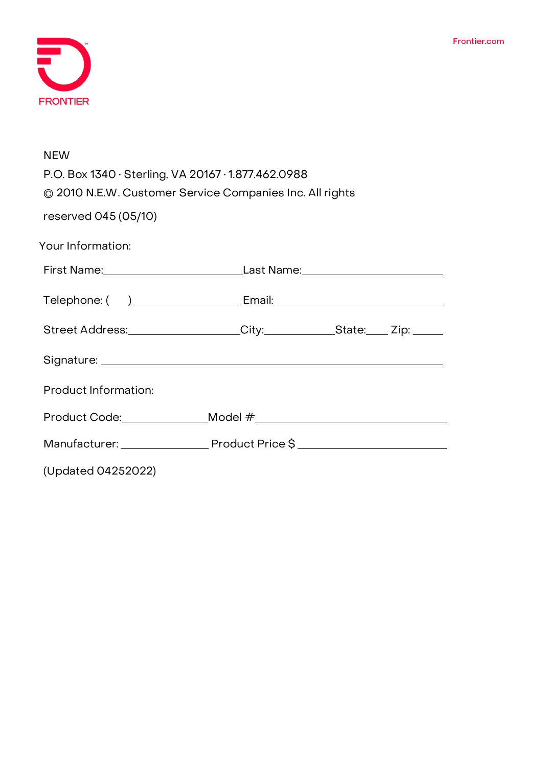FRONTIER

Frontier.com

NEW

P.O. Box 1340 · Sterling, VA 20167 · 1.877.462.0988

© 2010 N.E.W. Customer Service Companies Inc. All rights

reserved 045 (05/10)

Your Information:

First Name:\_\_\_\_\_\_\_\_\_\_\_\_\_\_\_\_\_\_\_\_\_\_\_\_Last Name:\_\_\_\_\_\_\_\_\_\_\_\_\_\_\_\_\_\_\_\_\_\_\_\_

Telephone: (      )\_\_\_\_\_\_\_\_\_\_\_\_\_\_\_\_\_\_\_ Email:\_\_\_\_\_\_\_\_\_\_\_\_\_\_\_\_\_\_\_\_\_\_\_\_\_\_\_\_

Street Address:\_\_\_\_\_\_\_\_\_\_\_\_\_\_\_\_\_\_\_City:\_\_\_\_\_\_\_\_\_\_\_\_State:\_\_\_\_ Zip: \_\_\_\_\_

Signature: \_\_\_\_\_\_\_\_\_\_\_\_\_\_\_\_\_\_\_\_\_\_\_\_\_\_\_\_\_\_\_\_\_\_\_\_\_\_\_\_\_\_\_\_\_\_\_\_\_\_\_\_\_\_\_\_\_\_

Product Information:

Product Code:\_\_\_\_\_\_\_\_\_\_\_\_\_\_\_Model #\_\_\_\_\_\_\_\_\_\_\_\_\_\_\_\_\_\_\_\_\_\_\_\_\_\_\_\_\_\_\_\_

Manufacturer: \_\_\_\_\_\_\_\_\_\_\_\_\_\_\_ Product Price $ \_\_\_\_\_\_\_\_\_\_\_\_\_\_\_\_\_\_\_\_\_\_\_\_\_

(Updated 04252022)